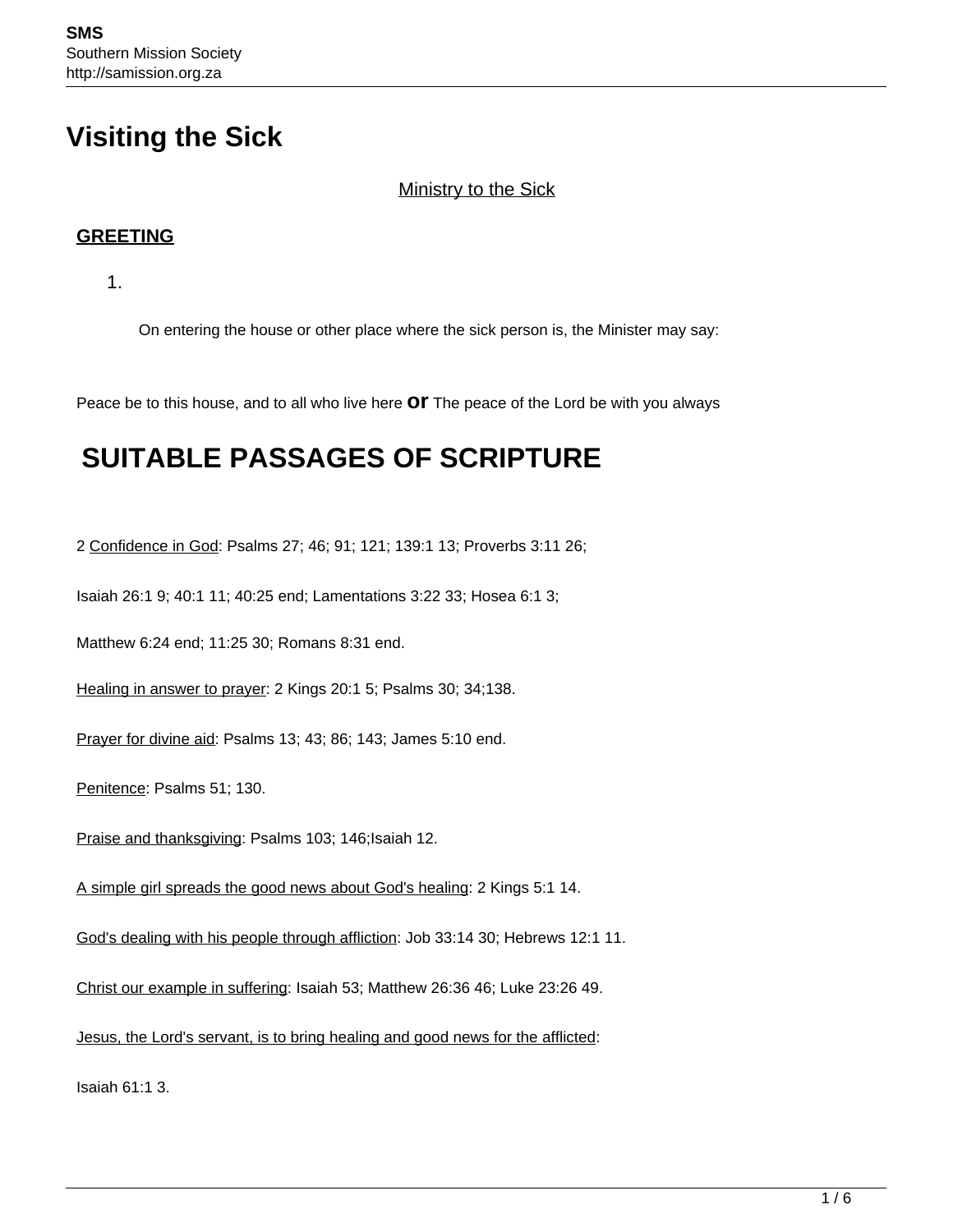# Visiting the Sick

Ministry to the Sick

**GREETING**

1.

On entering the house or other place where the sick person is, the Minister may say:

Peace be to this house, and to all who live here **or** The peace of the Lord be with you always

## SUITABLE PASSAGES OF SCRIPTURE

2 Confidence in God: Psalms 27; 46; 91; 121; 139:1 13; Proverbs 3:11 26;

Isaiah 26:1 9; 40:1 11; 40:25 end; Lamentations 3:22 33; Hosea 6:1 3;

Matthew 6:24 end; 11:25 30; Romans 8:31 end.

Healing in answer to prayer: 2 Kings 20:1 5; Psalms 30; 34;138.

Prayer for divine aid: Psalms 13; 43; 86; 143; James 5:10 end.

Penitence: Psalms 51; 130.

Praise and thanksgiving: Psalms 103; 146;Isaiah 12.

A simple girl spreads the good news about God's healing: 2 Kings 5:1 14.

God's dealing with his people through affliction: Job 33:14 30; Hebrews 12:1 11.

Christ our example in suffering: Isaiah 53; Matthew 26:36 46; Luke 23:26 49.

Jesus, the Lord's servant, is to bring healing and good news for the afflicted:

Isaiah 61:1 3.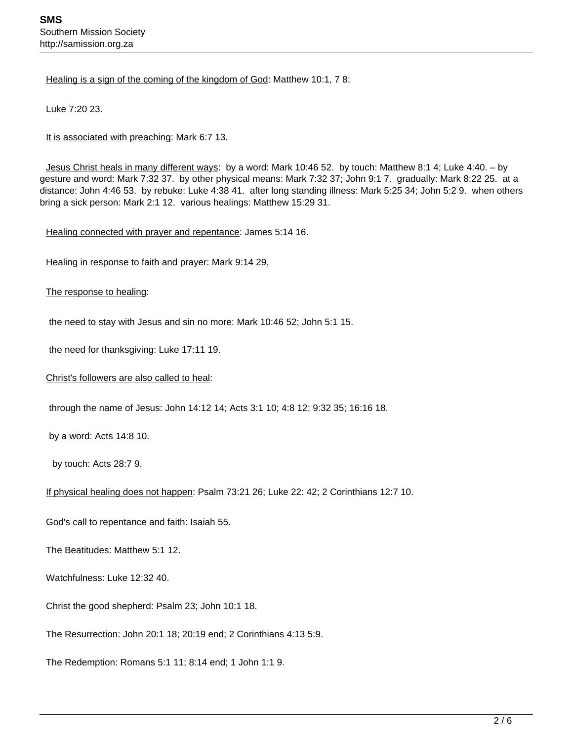<u>Healing is a sign of the coming of the kingdom of God</u>: Matthew 10:1, 7 8;

Luke 7:20 23.

<u>It is associated with preaching</u>: Mark 6:7 13.

<u>Jesus Christ heals in many different ways</u>: by a word: Mark 10:46 52. by touch: Matthew 8:1 4; Luke 4:40. – by gesture and word: Mark 7:32 37. by other physical means: Mark 7:32 37; John 9:1 7. gradually: Mark 8:22 25. at a distance: John 4:46 53. by rebuke: Luke 4:38 41. after long standing illness: Mark 5:25 34; John 5:2 9. when others bring a sick person: Mark 2:1 12. various healings: Matthew 15:29 31.

<u>Healing connected with prayer and repentance</u>: James 5:14 16.

<u>Healing in response to faith and prayer</u>: Mark 9:14 29,

<u>The response to healing</u>:

the need to stay with Jesus and sin no more: Mark 10:46 52; John 5:1 15.

the need for thanksgiving: Luke 17:11 19.

<u>Christ's followers are also called to heal</u>:

through the name of Jesus: John 14:12 14; Acts 3:1 10; 4:8 12; 9:32 35; 16:16 18.

by a word: Acts 14:8 10.

by touch: Acts 28:7 9.

<u>If physical healing does not happen</u>: Psalm 73:21 26; Luke 22: 42; 2 Corinthians 12:7 10.

God's call to repentance and faith: Isaiah 55.

The Beatitudes: Matthew 5:1 12.

Watchfulness: Luke 12:32 40.

Christ the good shepherd: Psalm 23; John 10:1 18.

The Resurrection: John 20:1 18; 20:19 end; 2 Corinthians 4:13 5:9.

The Redemption: Romans 5:1 11; 8:14 end; 1 John 1:1 9.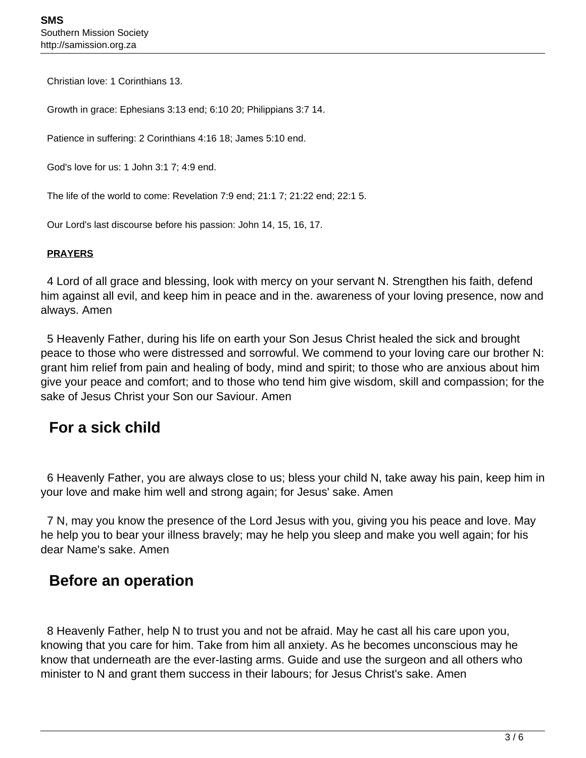Christian love: 1 Corinthians 13.

Growth in grace: Ephesians 3:13 end; 6:10 20; Philippians 3:7 14.

Patience in suffering: 2 Corinthians 4:16 18; James 5:10 end.

God's love for us: 1 John 3:1 7; 4:9 end.

The life of the world to come: Revelation 7:9 end; 21:1 7; 21:22 end; 22:1 5.

Our Lord's last discourse before his passion: John 14, 15, 16, 17.

**PRAYERS**

4 Lord of all grace and blessing, look with mercy on your servant N. Strengthen his faith, defend him against all evil, and keep him in peace and in the. awareness of your loving presence, now and always. Amen

5 Heavenly Father, during his life on earth your Son Jesus Christ healed the sick and brought peace to those who were distressed and sorrowful. We commend to your loving care our brother N: grant him relief from pain and healing of body, mind and spirit; to those who are anxious about him give your peace and comfort; and to those who tend him give wisdom, skill and compassion; for the sake of Jesus Christ your Son our Saviour. Amen

## For a sick child

6 Heavenly Father, you are always close to us; bless your child N, take away his pain, keep him in your love and make him well and strong again; for Jesus' sake. Amen

7 N, may you know the presence of the Lord Jesus with you, giving you his peace and love. May he help you to bear your illness bravely; may he help you sleep and make you well again; for his dear Name's sake. Amen

## Before an operation

8 Heavenly Father, help N to trust you and not be afraid. May he cast all his care upon you, knowing that you care for him. Take from him all anxiety. As he becomes unconscious may he know that underneath are the ever-lasting arms. Guide and use the surgeon and all others who minister to N and grant them success in their labours; for Jesus Christ's sake. Amen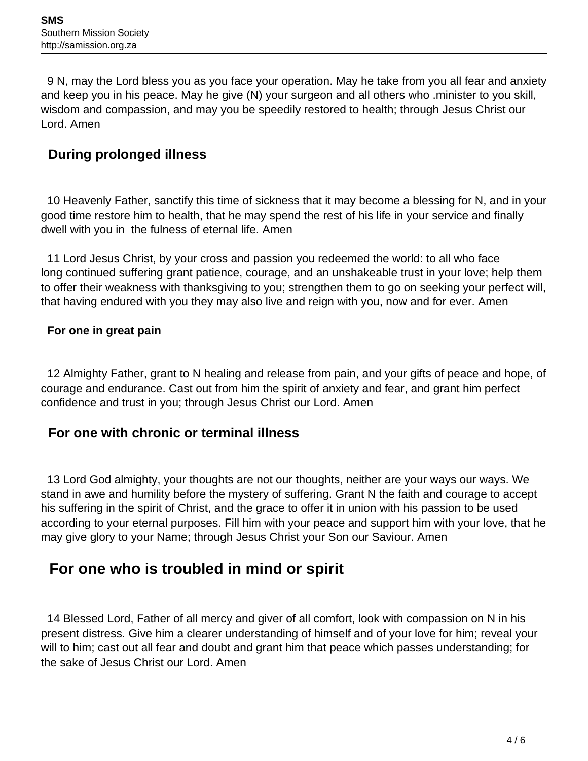9 N, may the Lord bless you as you face your operation. May he take from you all fear and anxiety and keep you in his peace. May he give (N) your surgeon and all others who .minister to you skill, wisdom and compassion, and may you be speedily restored to health; through Jesus Christ our Lord. Amen

### During prolonged illness

10 Heavenly Father, sanctify this time of sickness that it may become a blessing for N, and in your good time restore him to health, that he may spend the rest of his life in your service and finally dwell with you in the fulness of eternal life. Amen

11 Lord Jesus Christ, by your cross and passion you redeemed the world: to all who face long continued suffering grant patience, courage, and an unshakeable trust in your love; help them to offer their weakness with thanksgiving to you; strengthen them to go on seeking your perfect will, that having endured with you they may also live and reign with you, now and for ever. Amen

#### For one in great pain

12 Almighty Father, grant to N healing and release from pain, and your gifts of peace and hope, of courage and endurance. Cast out from him the spirit of anxiety and fear, and grant him perfect confidence and trust in you; through Jesus Christ our Lord. Amen

### For one with chronic or terminal illness

13 Lord God almighty, your thoughts are not our thoughts, neither are your ways our ways. We stand in awe and humility before the mystery of suffering. Grant N the faith and courage to accept his suffering in the spirit of Christ, and the grace to offer it in union with his passion to be used according to your eternal purposes. Fill him with your peace and support him with your love, that he may give glory to your Name; through Jesus Christ your Son our Saviour. Amen

## For one who is troubled in mind or spirit

14 Blessed Lord, Father of all mercy and giver of all comfort, look with compassion on N in his present distress. Give him a clearer understanding of himself and of your love for him; reveal your will to him; cast out all fear and doubt and grant him that peace which passes understanding; for the sake of Jesus Christ our Lord. Amen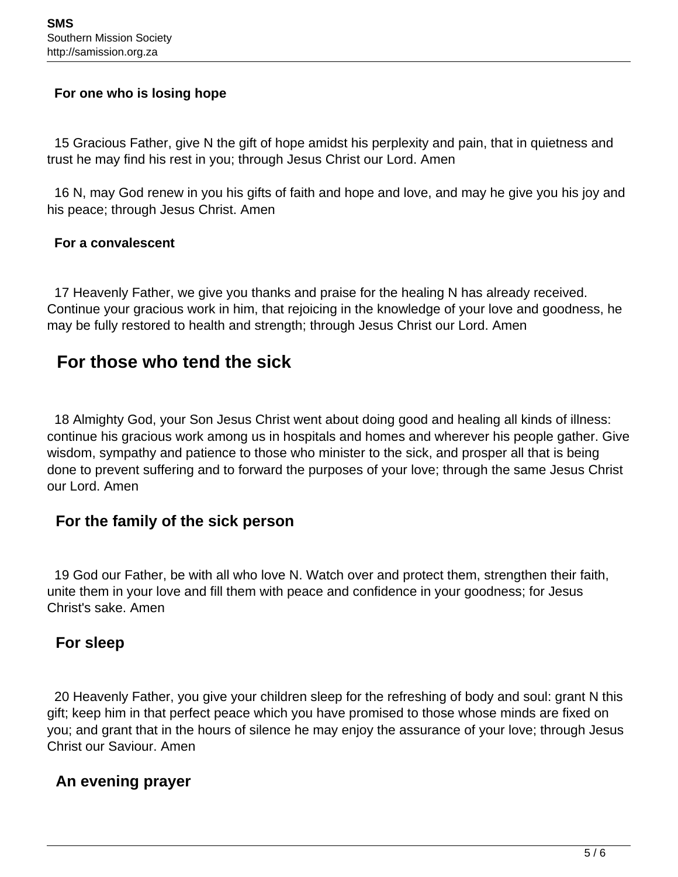### For one who is losing hope

15 Gracious Father, give N the gift of hope amidst his perplexity and pain, that in quietness and trust he may find his rest in you; through Jesus Christ our Lord. Amen

16 N, may God renew in you his gifts of faith and hope and love, and may he give you his joy and his peace; through Jesus Christ. Amen

### For a convalescent

17 Heavenly Father, we give you thanks and praise for the healing N has already received. Continue your gracious work in him, that rejoicing in the knowledge of your love and goodness, he may be fully restored to health and strength; through Jesus Christ our Lord. Amen

## For those who tend the sick

18 Almighty God, your Son Jesus Christ went about doing good and healing all kinds of illness: continue his gracious work among us in hospitals and homes and wherever his people gather. Give wisdom, sympathy and patience to those who minister to the sick, and prosper all that is being done to prevent suffering and to forward the purposes of your love; through the same Jesus Christ our Lord. Amen

### For the family of the sick person

19 God our Father, be with all who love N. Watch over and protect them, strengthen their faith, unite them in your love and fill them with peace and confidence in your goodness; for Jesus Christ's sake. Amen

### For sleep

20 Heavenly Father, you give your children sleep for the refreshing of body and soul: grant N this gift; keep him in that perfect peace which you have promised to those whose minds are fixed on you; and grant that in the hours of silence he may enjoy the assurance of your love; through Jesus Christ our Saviour. Amen

### An evening prayer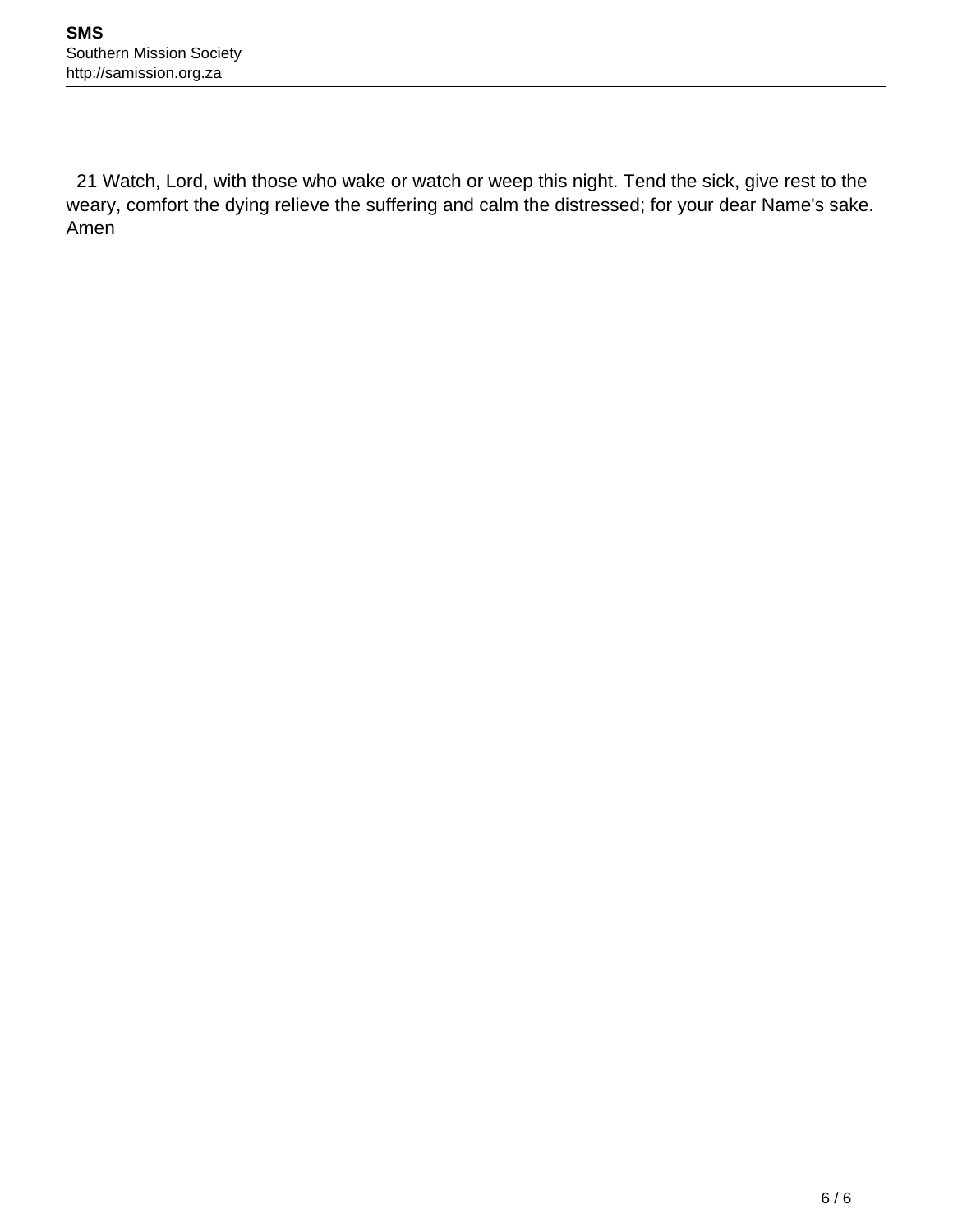21 Watch, Lord, with those who wake or watch or weep this night. Tend the sick, give rest to the weary, comfort the dying relieve the suffering and calm the distressed; for your dear Name's sake. Amen